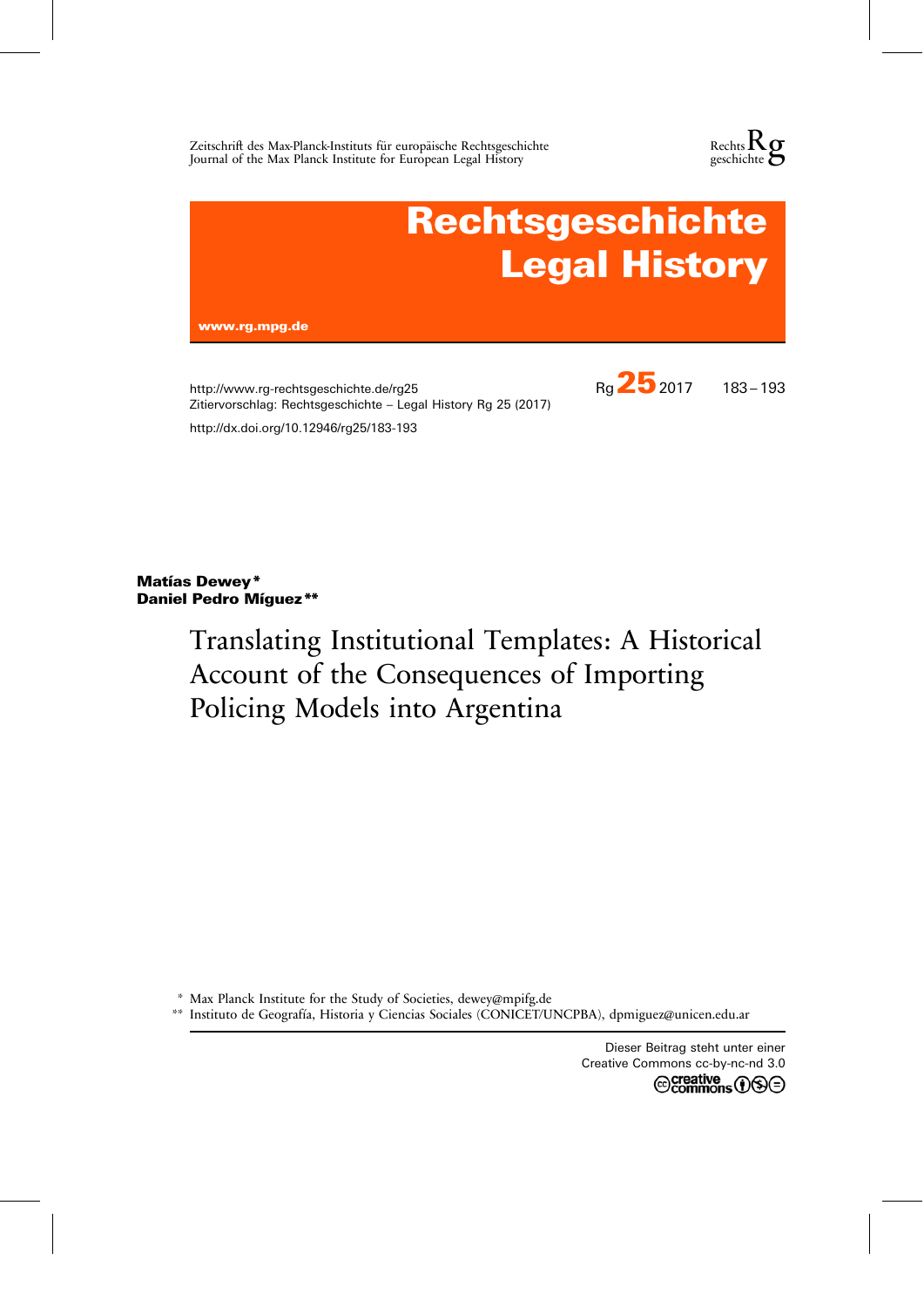Zeitschrift des Max-Planck-Instituts für europäische Rechtsgeschichte
Journal of the Max Planck Institute for European Legal History

Rechtsgeschichte

# Rechtsgeschichte Legal History

www.rg.mpg.de

http://www.rg-rechtsgeschichte.de/rg25
Zitiervorschlag: Rechtsgeschichte – Legal History Rg 25 (2017)

Rg 25 2017 183 – 193

http://dx.doi.org/10.12946/rg25/183-193

**Matías Dewey\***
**Daniel Pedro Míguez\*\***

# Translating Institutional Templates: A Historical Account of the Consequences of Importing Policing Models into Argentina

\* Max Planck Institute for the Study of Societies, dewey@mpifg.de
\*\* Instituto de Geografía, Historia y Ciencias Sociales (CONICET/UNCPBA), dpmiguez@unicen.edu.ar

Dieser Beitrag steht unter einer
Creative Commons cc-by-nc-nd 3.0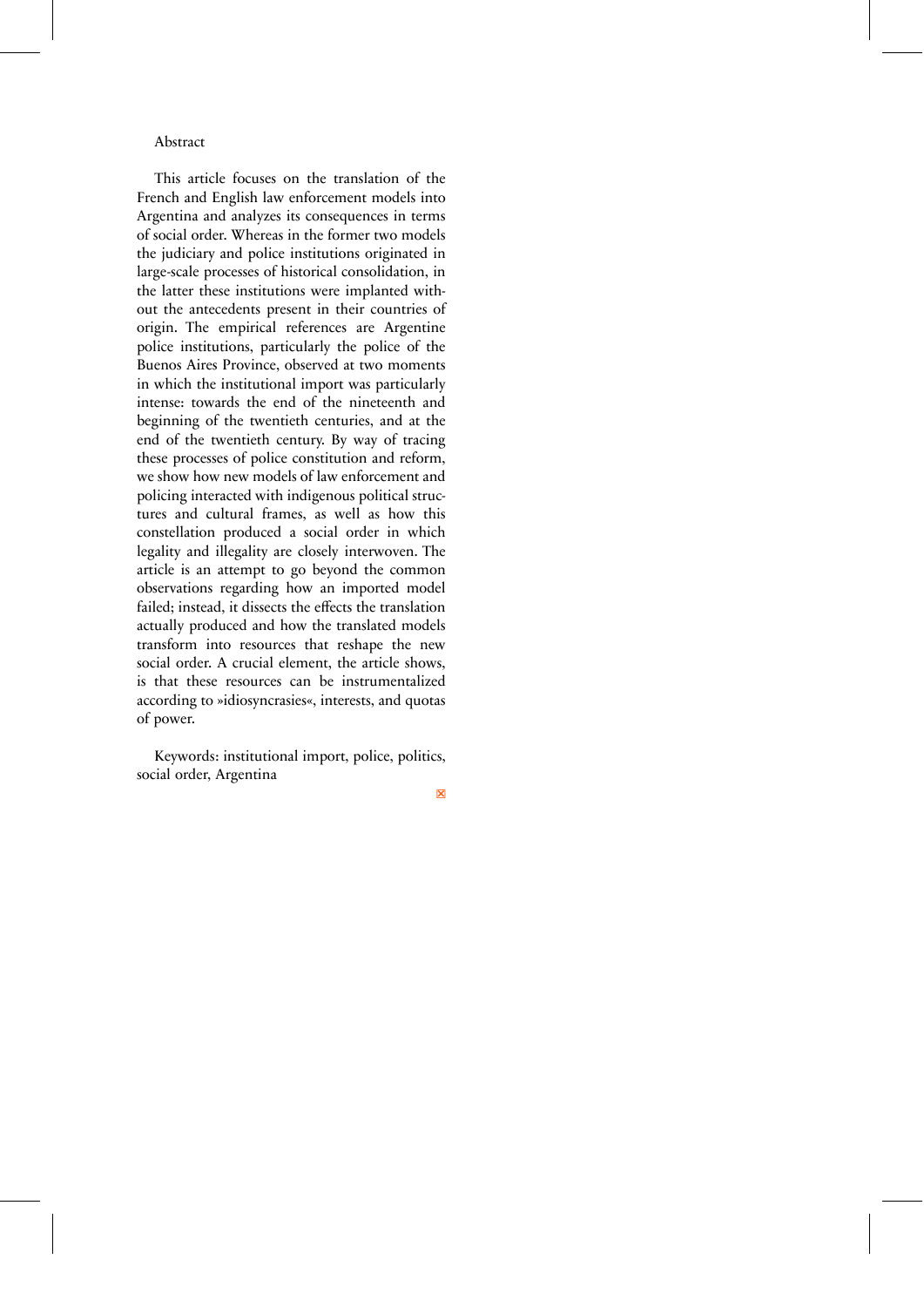Abstract

This article focuses on the translation of the French and English law enforcement models into Argentina and analyzes its consequences in terms of social order. Whereas in the former two models the judiciary and police institutions originated in large-scale processes of historical consolidation, in the latter these institutions were implanted without the antecedents present in their countries of origin. The empirical references are Argentine police institutions, particularly the police of the Buenos Aires Province, observed at two moments in which the institutional import was particularly intense: towards the end of the nineteenth and beginning of the twentieth centuries, and at the end of the twentieth century. By way of tracing these processes of police constitution and reform, we show how new models of law enforcement and policing interacted with indigenous political structures and cultural frames, as well as how this constellation produced a social order in which legality and illegality are closely interwoven. The article is an attempt to go beyond the common observations regarding how an imported model failed; instead, it dissects the effects the translation actually produced and how the translated models transform into resources that reshape the new social order. A crucial element, the article shows, is that these resources can be instrumentalized according to »idiosyncrasies«, interests, and quotas of power.

Keywords: institutional import, police, politics, social order, Argentina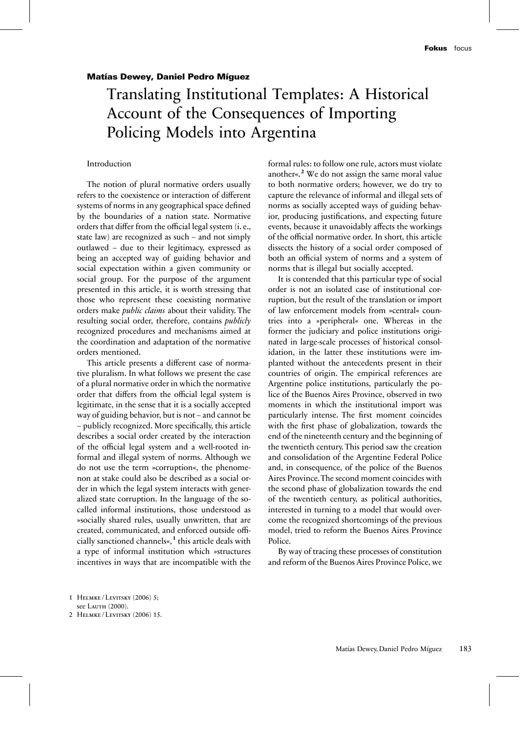**Matías Dewey, Daniel Pedro Míguez**

# Translating Institutional Templates: A Historical Account of the Consequences of Importing Policing Models into Argentina

## Introduction

The notion of plural normative orders usually refers to the coexistence or interaction of different systems of norms in any geographical space defined by the boundaries of a nation state. Normative orders that differ from the official legal system (i. e., state law) are recognized as such – and not simply outlawed – due to their legitimacy, expressed as being an accepted way of guiding behavior and social expectation within a given community or social group. For the purpose of the argument presented in this article, it is worth stressing that those who represent these coexisting normative orders make *public claims* about their validity. The resulting social order, therefore, contains *publicly* recognized procedures and mechanisms aimed at the coordination and adaptation of the normative orders mentioned.

This article presents a different case of normative pluralism. In what follows we present the case of a plural normative order in which the normative order that differs from the official legal system is legitimate, in the sense that it is a socially accepted way of guiding behavior, but is not – and cannot be – publicly recognized. More specifically, this article describes a social order created by the interaction of the official legal system and a well-rooted informal and illegal system of norms. Although we do not use the term »corruption«, the phenomenon at stake could also be described as a social order in which the legal system interacts with generalized state corruption. In the language of the so-called informal institutions, those understood as »socially shared rules, usually unwritten, that are created, communicated, and enforced outside officially sanctioned channels«,[1] this article deals with a type of informal institution which »structures incentives in ways that are incompatible with the formal rules: to follow one rule, actors must violate another«.[2] We do not assign the same moral value to both normative orders; however, we do try to capture the relevance of informal and illegal sets of norms as socially accepted ways of guiding behavior, producing justifications, and expecting future events, because it unavoidably affects the workings of the official normative order. In short, this article dissects the history of a social order composed of both an official system of norms and a system of norms that is illegal but socially accepted.

It is contended that this particular type of social order is not an isolated case of institutional corruption, but the result of the translation or import of law enforcement models from »central« countries into a »peripheral« one. Whereas in the former the judiciary and police institutions originated in large-scale processes of historical consolidation, in the latter these institutions were implanted without the antecedents present in their countries of origin. The empirical references are Argentine police institutions, particularly the police of the Buenos Aires Province, observed in two moments in which the institutional import was particularly intense. The first moment coincides with the first phase of globalization, towards the end of the nineteenth century and the beginning of the twentieth century. This period saw the creation and consolidation of the Argentine Federal Police and, in consequence, of the police of the Buenos Aires Province. The second moment coincides with the second phase of globalization towards the end of the twentieth century, as political authorities, interested in turning to a model that would overcome the recognized shortcomings of the previous model, tried to reform the Buenos Aires Province Police.

By way of tracing these processes of constitution and reform of the Buenos Aires Province Police, we

1 Helmke / Levitsky (2006) 5; see Lauth (2000).

2 Helmke / Levitsky (2006) 15.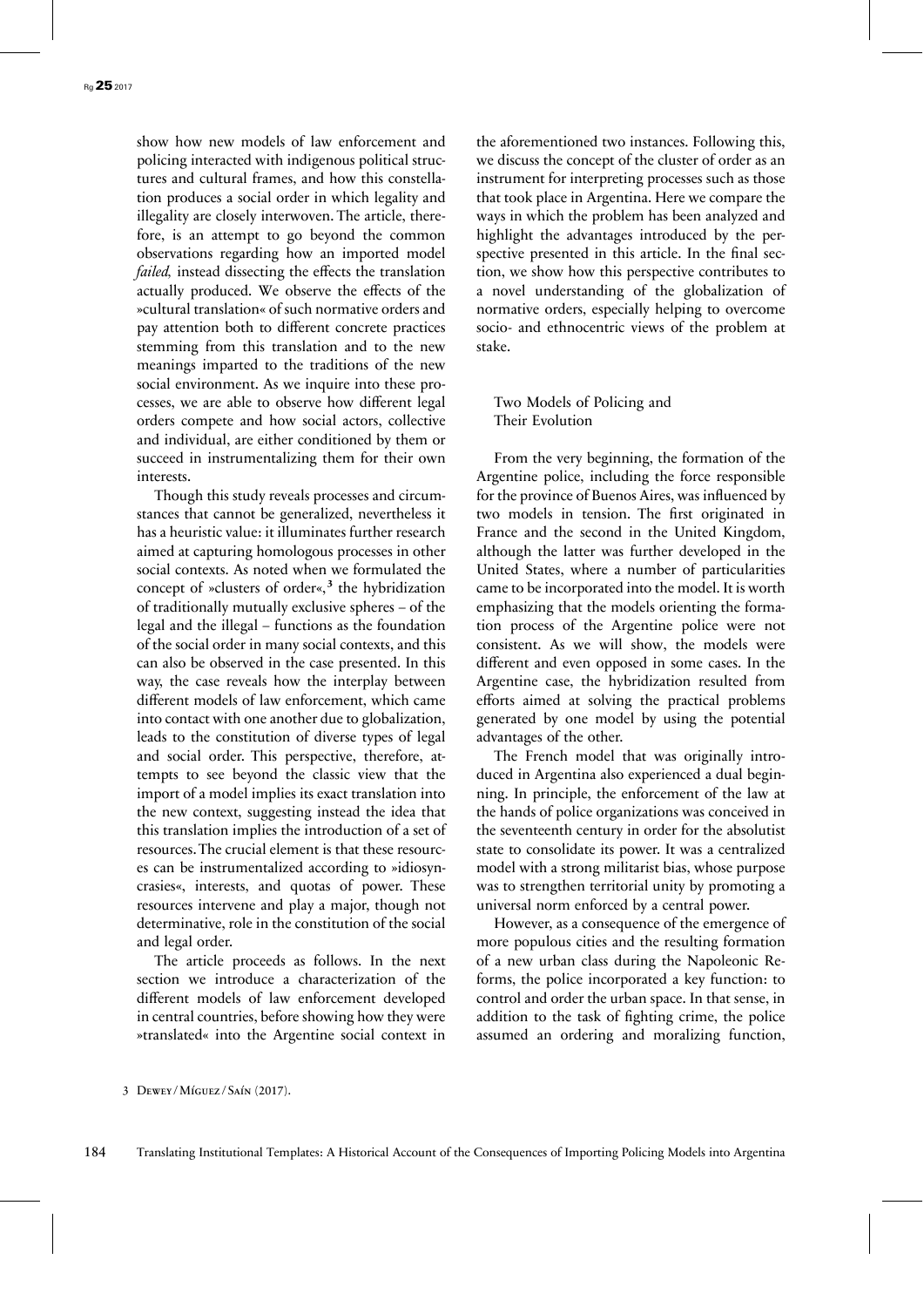show how new models of law enforcement and policing interacted with indigenous political structures and cultural frames, and how this constellation produces a social order in which legality and illegality are closely interwoven. The article, therefore, is an attempt to go beyond the common observations regarding how an imported model *failed,* instead dissecting the effects the translation actually produced. We observe the effects of the »cultural translation« of such normative orders and pay attention both to different concrete practices stemming from this translation and to the new meanings imparted to the traditions of the new social environment. As we inquire into these processes, we are able to observe how different legal orders compete and how social actors, collective and individual, are either conditioned by them or succeed in instrumentalizing them for their own interests.

Though this study reveals processes and circumstances that cannot be generalized, nevertheless it has a heuristic value: it illuminates further research aimed at capturing homologous processes in other social contexts. As noted when we formulated the concept of »clusters of order«,[3] the hybridization of traditionally mutually exclusive spheres – of the legal and the illegal – functions as the foundation of the social order in many social contexts, and this can also be observed in the case presented. In this way, the case reveals how the interplay between different models of law enforcement, which came into contact with one another due to globalization, leads to the constitution of diverse types of legal and social order. This perspective, therefore, attempts to see beyond the classic view that the import of a model implies its exact translation into the new context, suggesting instead the idea that this translation implies the introduction of a set of resources. The crucial element is that these resources can be instrumentalized according to »idiosyncrasies«, interests, and quotas of power. These resources intervene and play a major, though not determinative, role in the constitution of the social and legal order.

The article proceeds as follows. In the next section we introduce a characterization of the different models of law enforcement developed in central countries, before showing how they were »translated« into the Argentine social context in the aforementioned two instances. Following this, we discuss the concept of the cluster of order as an instrument for interpreting processes such as those that took place in Argentina. Here we compare the ways in which the problem has been analyzed and highlight the advantages introduced by the perspective presented in this article. In the final section, we show how this perspective contributes to a novel understanding of the globalization of normative orders, especially helping to overcome socio- and ethnocentric views of the problem at stake.

## Two Models of Policing and Their Evolution

From the very beginning, the formation of the Argentine police, including the force responsible for the province of Buenos Aires, was influenced by two models in tension. The first originated in France and the second in the United Kingdom, although the latter was further developed in the United States, where a number of particularities came to be incorporated into the model. It is worth emphasizing that the models orienting the formation process of the Argentine police were not consistent. As we will show, the models were different and even opposed in some cases. In the Argentine case, the hybridization resulted from efforts aimed at solving the practical problems generated by one model by using the potential advantages of the other.

The French model that was originally introduced in Argentina also experienced a dual beginning. In principle, the enforcement of the law at the hands of police organizations was conceived in the seventeenth century in order for the absolutist state to consolidate its power. It was a centralized model with a strong militarist bias, whose purpose was to strengthen territorial unity by promoting a universal norm enforced by a central power.

However, as a consequence of the emergence of more populous cities and the resulting formation of a new urban class during the Napoleonic Reforms, the police incorporated a key function: to control and order the urban space. In that sense, in addition to the task of fighting crime, the police assumed an ordering and moralizing function,

3 Dewey / Míguez / Saín (2017).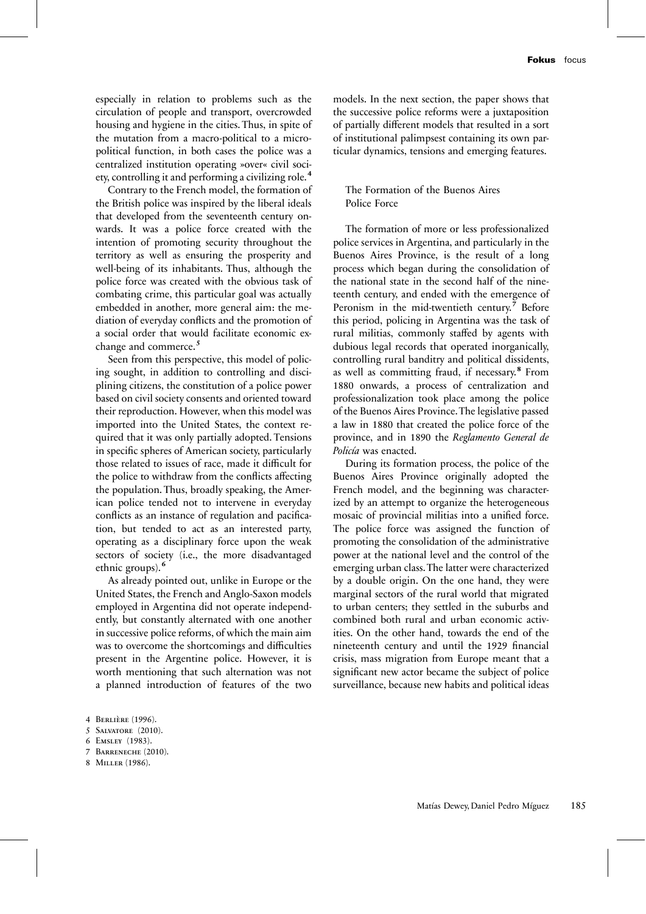especially in relation to problems such as the circulation of people and transport, overcrowded housing and hygiene in the cities. Thus, in spite of the mutation from a macro-political to a micro-political function, in both cases the police was a centralized institution operating »over« civil society, controlling it and performing a civilizing role.[4]

Contrary to the French model, the formation of the British police was inspired by the liberal ideals that developed from the seventeenth century onwards. It was a police force created with the intention of promoting security throughout the territory as well as ensuring the prosperity and well-being of its inhabitants. Thus, although the police force was created with the obvious task of combating crime, this particular goal was actually embedded in another, more general aim: the mediation of everyday conflicts and the promotion of a social order that would facilitate economic exchange and commerce.[5]

Seen from this perspective, this model of policing sought, in addition to controlling and disciplining citizens, the constitution of a police power based on civil society consents and oriented toward their reproduction. However, when this model was imported into the United States, the context required that it was only partially adopted. Tensions in specific spheres of American society, particularly those related to issues of race, made it difficult for the police to withdraw from the conflicts affecting the population. Thus, broadly speaking, the American police tended not to intervene in everyday conflicts as an instance of regulation and pacification, but tended to act as an interested party, operating as a disciplinary force upon the weak sectors of society (i.e., the more disadvantaged ethnic groups).[6]

As already pointed out, unlike in Europe or the United States, the French and Anglo-Saxon models employed in Argentina did not operate independently, but constantly alternated with one another in successive police reforms, of which the main aim was to overcome the shortcomings and difficulties present in the Argentine police. However, it is worth mentioning that such alternation was not a planned introduction of features of the two models. In the next section, the paper shows that the successive police reforms were a juxtaposition of partially different models that resulted in a sort of institutional palimpsest containing its own particular dynamics, tensions and emerging features.

## The Formation of the Buenos Aires Police Force

The formation of more or less professionalized police services in Argentina, and particularly in the Buenos Aires Province, is the result of a long process which began during the consolidation of the national state in the second half of the nineteenth century, and ended with the emergence of Peronism in the mid-twentieth century.[7] Before this period, policing in Argentina was the task of rural militias, commonly staffed by agents with dubious legal records that operated inorganically, controlling rural banditry and political dissidents, as well as committing fraud, if necessary.[8] From 1880 onwards, a process of centralization and professionalization took place among the police of the Buenos Aires Province. The legislative passed a law in 1880 that created the police force of the province, and in 1890 the *Reglamento General de Policía* was enacted.

During its formation process, the police of the Buenos Aires Province originally adopted the French model, and the beginning was characterized by an attempt to organize the heterogeneous mosaic of provincial militias into a unified force. The police force was assigned the function of promoting the consolidation of the administrative power at the national level and the control of the emerging urban class. The latter were characterized by a double origin. On the one hand, they were marginal sectors of the rural world that migrated to urban centers; they settled in the suburbs and combined both rural and urban economic activities. On the other hand, towards the end of the nineteenth century and until the 1929 financial crisis, mass migration from Europe meant that a significant new actor became the subject of police surveillance, because new habits and political ideas

4 Berlière (1996).
5 Salvatore (2010).
6 Emsley (1983).
7 Barreneche (2010).
8 Miller (1986).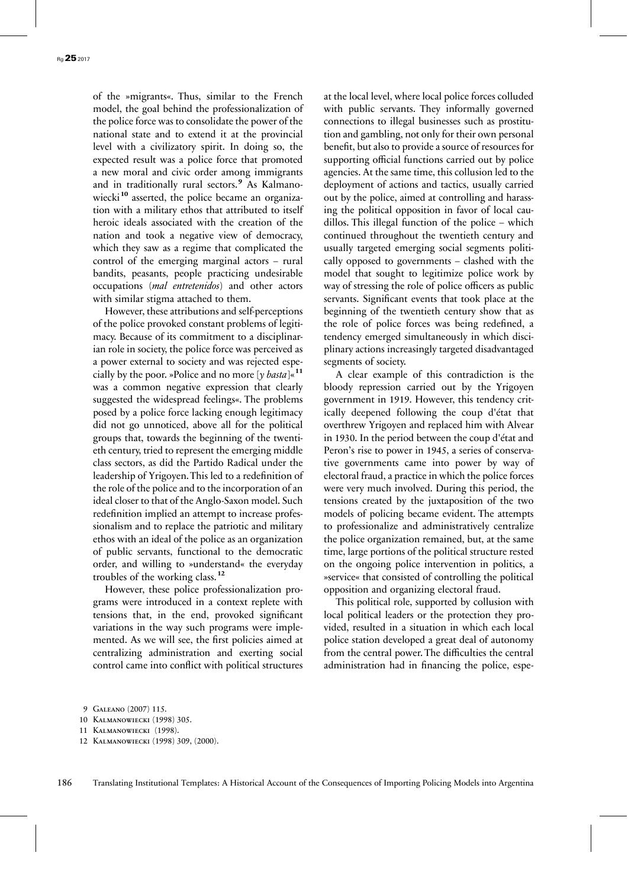of the »migrants«. Thus, similar to the French model, the goal behind the professionalization of the police force was to consolidate the power of the national state and to extend it at the provincial level with a civilizatory spirit. In doing so, the expected result was a police force that promoted a new moral and civic order among immigrants and in traditionally rural sectors.[9] As Kalmanowiecki[10] asserted, the police became an organization with a military ethos that attributed to itself heroic ideals associated with the creation of the nation and took a negative view of democracy, which they saw as a regime that complicated the control of the emerging marginal actors – rural bandits, peasants, people practicing undesirable occupations (*mal entretenidos*) and other actors with similar stigma attached to them.

However, these attributions and self-perceptions of the police provoked constant problems of legitimacy. Because of its commitment to a disciplinarian role in society, the police force was perceived as a power external to society and was rejected especially by the poor. »Police and no more [*y basta*]«[11] was a common negative expression that clearly suggested the widespread feelings«. The problems posed by a police force lacking enough legitimacy did not go unnoticed, above all for the political groups that, towards the beginning of the twentieth century, tried to represent the emerging middle class sectors, as did the Partido Radical under the leadership of Yrigoyen. This led to a redefinition of the role of the police and to the incorporation of an ideal closer to that of the Anglo-Saxon model. Such redefinition implied an attempt to increase professionalism and to replace the patriotic and military ethos with an ideal of the police as an organization of public servants, functional to the democratic order, and willing to »understand« the everyday troubles of the working class.[12]

However, these police professionalization programs were introduced in a context replete with tensions that, in the end, provoked significant variations in the way such programs were implemented. As we will see, the first policies aimed at centralizing administration and exerting social control came into conflict with political structures at the local level, where local police forces colluded with public servants. They informally governed connections to illegal businesses such as prostitution and gambling, not only for their own personal benefit, but also to provide a source of resources for supporting official functions carried out by police agencies. At the same time, this collusion led to the deployment of actions and tactics, usually carried out by the police, aimed at controlling and harassing the political opposition in favor of local caudillos. This illegal function of the police – which continued throughout the twentieth century and usually targeted emerging social segments politically opposed to governments – clashed with the model that sought to legitimize police work by way of stressing the role of police officers as public servants. Significant events that took place at the beginning of the twentieth century show that as the role of police forces was being redefined, a tendency emerged simultaneously in which disciplinary actions increasingly targeted disadvantaged segments of society.

A clear example of this contradiction is the bloody repression carried out by the Yrigoyen government in 1919. However, this tendency critically deepened following the coup d'état that overthrew Yrigoyen and replaced him with Alvear in 1930. In the period between the coup d'état and Peron's rise to power in 1945, a series of conservative governments came into power by way of electoral fraud, a practice in which the police forces were very much involved. During this period, the tensions created by the juxtaposition of the two models of policing became evident. The attempts to professionalize and administratively centralize the police organization remained, but, at the same time, large portions of the political structure rested on the ongoing police intervention in politics, a »service« that consisted of controlling the political opposition and organizing electoral fraud.

This political role, supported by collusion with local political leaders or the protection they provided, resulted in a situation in which each local police station developed a great deal of autonomy from the central power. The difficulties the central administration had in financing the police, espe-

9 Galeano (2007) 115.

10 Kalmanowiecki (1998) 305.

11 Kalmanowiecki (1998).

12 Kalmanowiecki (1998) 309, (2000).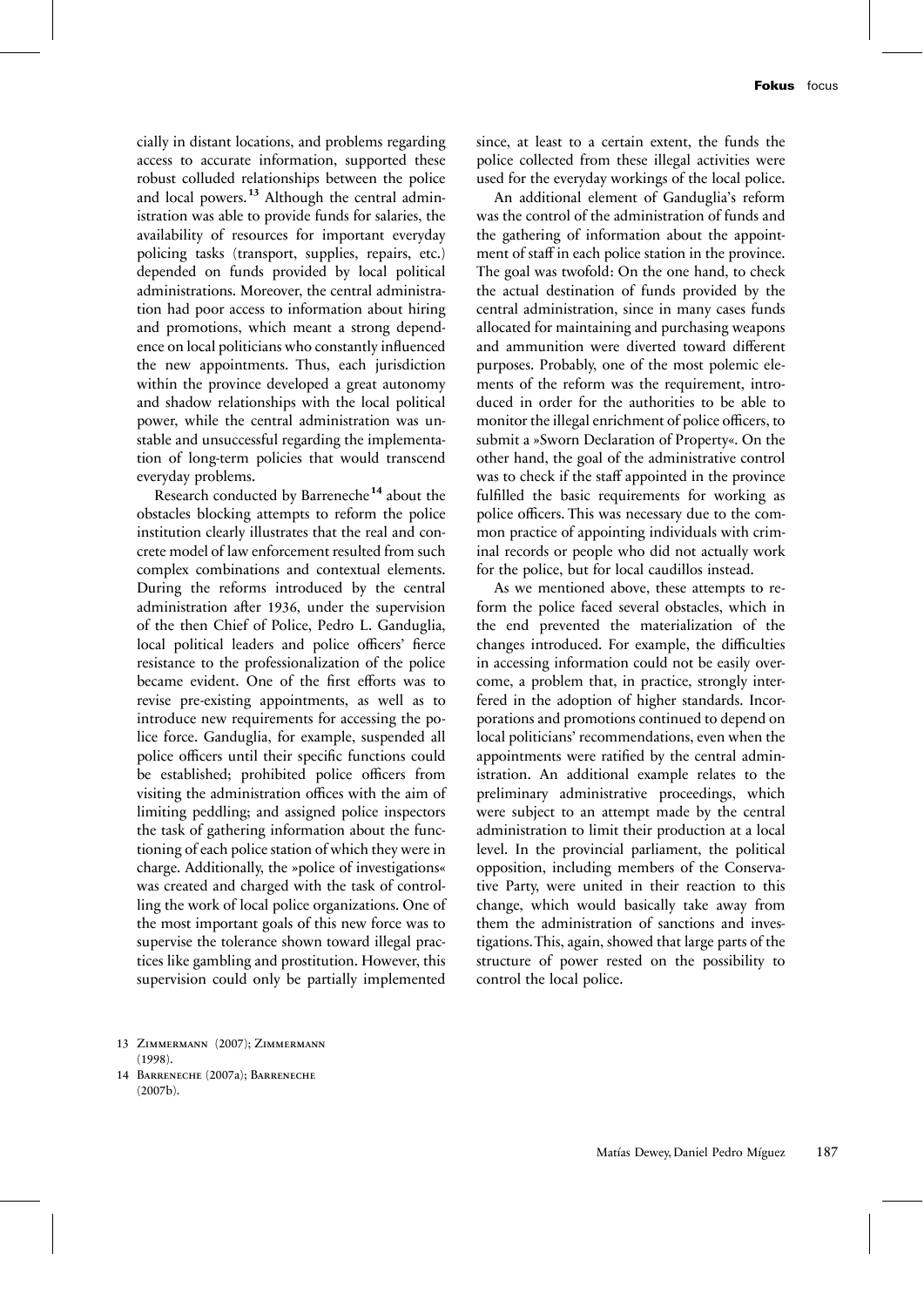cially in distant locations, and problems regarding access to accurate information, supported these robust colluded relationships between the police and local powers.[13] Although the central administration was able to provide funds for salaries, the availability of resources for important everyday policing tasks (transport, supplies, repairs, etc.) depended on funds provided by local political administrations. Moreover, the central administration had poor access to information about hiring and promotions, which meant a strong dependence on local politicians who constantly influenced the new appointments. Thus, each jurisdiction within the province developed a great autonomy and shadow relationships with the local political power, while the central administration was unstable and unsuccessful regarding the implementation of long-term policies that would transcend everyday problems.

Research conducted by Barreneche[14] about the obstacles blocking attempts to reform the police institution clearly illustrates that the real and concrete model of law enforcement resulted from such complex combinations and contextual elements. During the reforms introduced by the central administration after 1936, under the supervision of the then Chief of Police, Pedro L. Ganduglia, local political leaders and police officers' fierce resistance to the professionalization of the police became evident. One of the first efforts was to revise pre-existing appointments, as well as to introduce new requirements for accessing the police force. Ganduglia, for example, suspended all police officers until their specific functions could be established; prohibited police officers from visiting the administration offices with the aim of limiting peddling; and assigned police inspectors the task of gathering information about the functioning of each police station of which they were in charge. Additionally, the »police of investigations« was created and charged with the task of controlling the work of local police organizations. One of the most important goals of this new force was to supervise the tolerance shown toward illegal practices like gambling and prostitution. However, this supervision could only be partially implemented since, at least to a certain extent, the funds the police collected from these illegal activities were used for the everyday workings of the local police.

An additional element of Ganduglia's reform was the control of the administration of funds and the gathering of information about the appointment of staff in each police station in the province. The goal was twofold: On the one hand, to check the actual destination of funds provided by the central administration, since in many cases funds allocated for maintaining and purchasing weapons and ammunition were diverted toward different purposes. Probably, one of the most polemic elements of the reform was the requirement, introduced in order for the authorities to be able to monitor the illegal enrichment of police officers, to submit a »Sworn Declaration of Property«. On the other hand, the goal of the administrative control was to check if the staff appointed in the province fulfilled the basic requirements for working as police officers. This was necessary due to the common practice of appointing individuals with criminal records or people who did not actually work for the police, but for local caudillos instead.

As we mentioned above, these attempts to reform the police faced several obstacles, which in the end prevented the materialization of the changes introduced. For example, the difficulties in accessing information could not be easily overcome, a problem that, in practice, strongly interfered in the adoption of higher standards. Incorporations and promotions continued to depend on local politicians' recommendations, even when the appointments were ratified by the central administration. An additional example relates to the preliminary administrative proceedings, which were subject to an attempt made by the central administration to limit their production at a local level. In the provincial parliament, the political opposition, including members of the Conservative Party, were united in their reaction to this change, which would basically take away from them the administration of sanctions and investigations. This, again, showed that large parts of the structure of power rested on the possibility to control the local police.

13 Zimmermann (2007); Zimmermann (1998).

14 Barreneche (2007a); Barreneche (2007b).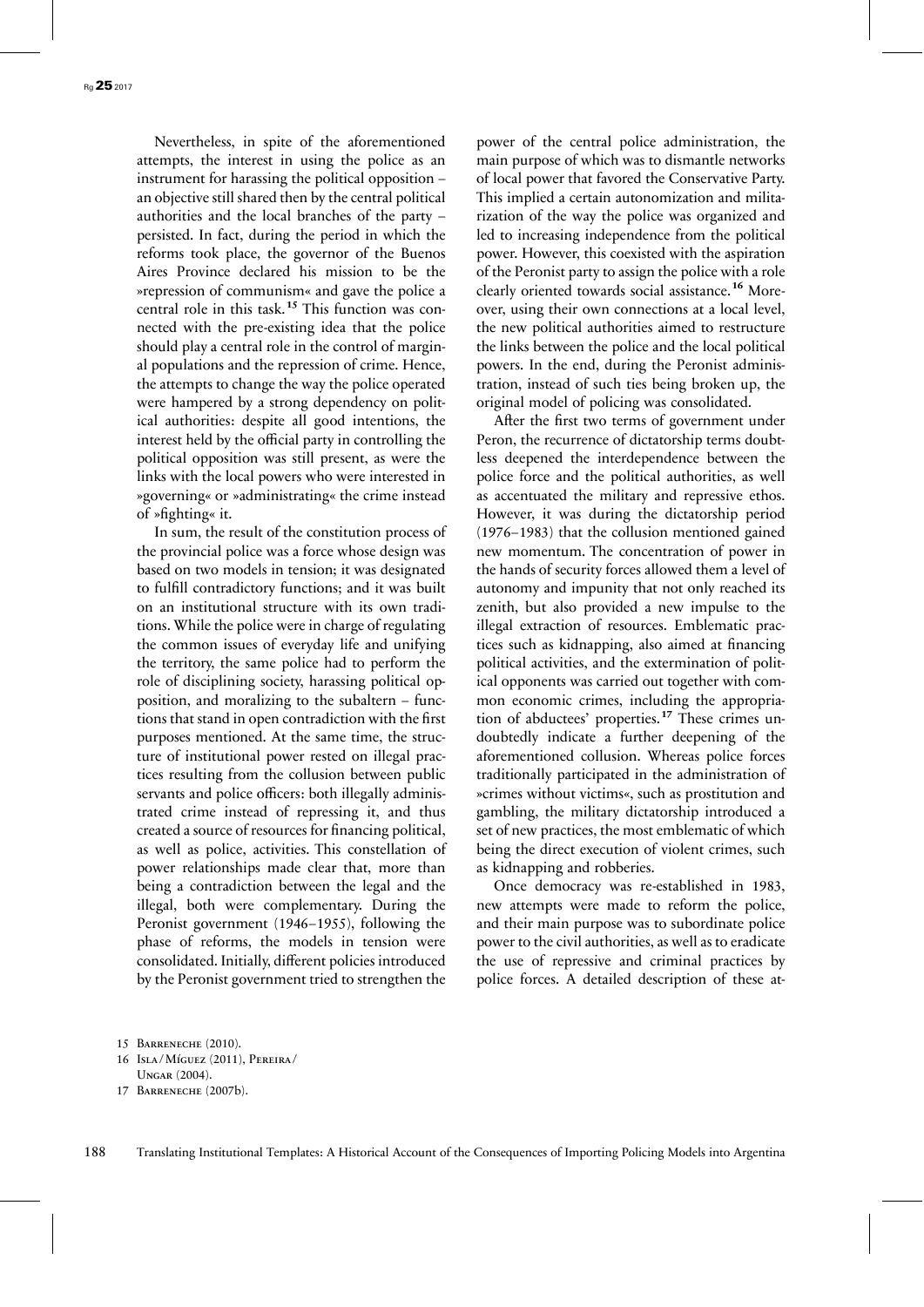Nevertheless, in spite of the aforementioned attempts, the interest in using the police as an instrument for harassing the political opposition – an objective still shared then by the central political authorities and the local branches of the party – persisted. In fact, during the period in which the reforms took place, the governor of the Buenos Aires Province declared his mission to be the »repression of communism« and gave the police a central role in this task.[15] This function was connected with the pre-existing idea that the police should play a central role in the control of marginal populations and the repression of crime. Hence, the attempts to change the way the police operated were hampered by a strong dependency on political authorities: despite all good intentions, the interest held by the official party in controlling the political opposition was still present, as were the links with the local powers who were interested in »governing« or »administrating« the crime instead of »fighting« it.

In sum, the result of the constitution process of the provincial police was a force whose design was based on two models in tension; it was designated to fulfill contradictory functions; and it was built on an institutional structure with its own traditions. While the police were in charge of regulating the common issues of everyday life and unifying the territory, the same police had to perform the role of disciplining society, harassing political opposition, and moralizing to the subaltern – functions that stand in open contradiction with the first purposes mentioned. At the same time, the structure of institutional power rested on illegal practices resulting from the collusion between public servants and police officers: both illegally administrated crime instead of repressing it, and thus created a source of resources for financing political, as well as police, activities. This constellation of power relationships made clear that, more than being a contradiction between the legal and the illegal, both were complementary. During the Peronist government (1946–1955), following the phase of reforms, the models in tension were consolidated. Initially, different policies introduced by the Peronist government tried to strengthen the power of the central police administration, the main purpose of which was to dismantle networks of local power that favored the Conservative Party. This implied a certain autonomization and militarization of the way the police was organized and led to increasing independence from the political power. However, this coexisted with the aspiration of the Peronist party to assign the police with a role clearly oriented towards social assistance.[16] Moreover, using their own connections at a local level, the new political authorities aimed to restructure the links between the police and the local political powers. In the end, during the Peronist administration, instead of such ties being broken up, the original model of policing was consolidated.

After the first two terms of government under Peron, the recurrence of dictatorship terms doubtless deepened the interdependence between the police force and the political authorities, as well as accentuated the military and repressive ethos. However, it was during the dictatorship period (1976–1983) that the collusion mentioned gained new momentum. The concentration of power in the hands of security forces allowed them a level of autonomy and impunity that not only reached its zenith, but also provided a new impulse to the illegal extraction of resources. Emblematic practices such as kidnapping, also aimed at financing political activities, and the extermination of political opponents was carried out together with common economic crimes, including the appropriation of abductees' properties.[17] These crimes undoubtedly indicate a further deepening of the aforementioned collusion. Whereas police forces traditionally participated in the administration of »crimes without victims«, such as prostitution and gambling, the military dictatorship introduced a set of new practices, the most emblematic of which being the direct execution of violent crimes, such as kidnapping and robberies.

Once democracy was re-established in 1983, new attempts were made to reform the police, and their main purpose was to subordinate police power to the civil authorities, as well as to eradicate the use of repressive and criminal practices by police forces. A detailed description of these at-

15 Barreneche (2010).

16 Isla / Míguez (2011), Pereira / Ungar (2004).

17 Barreneche (2007b).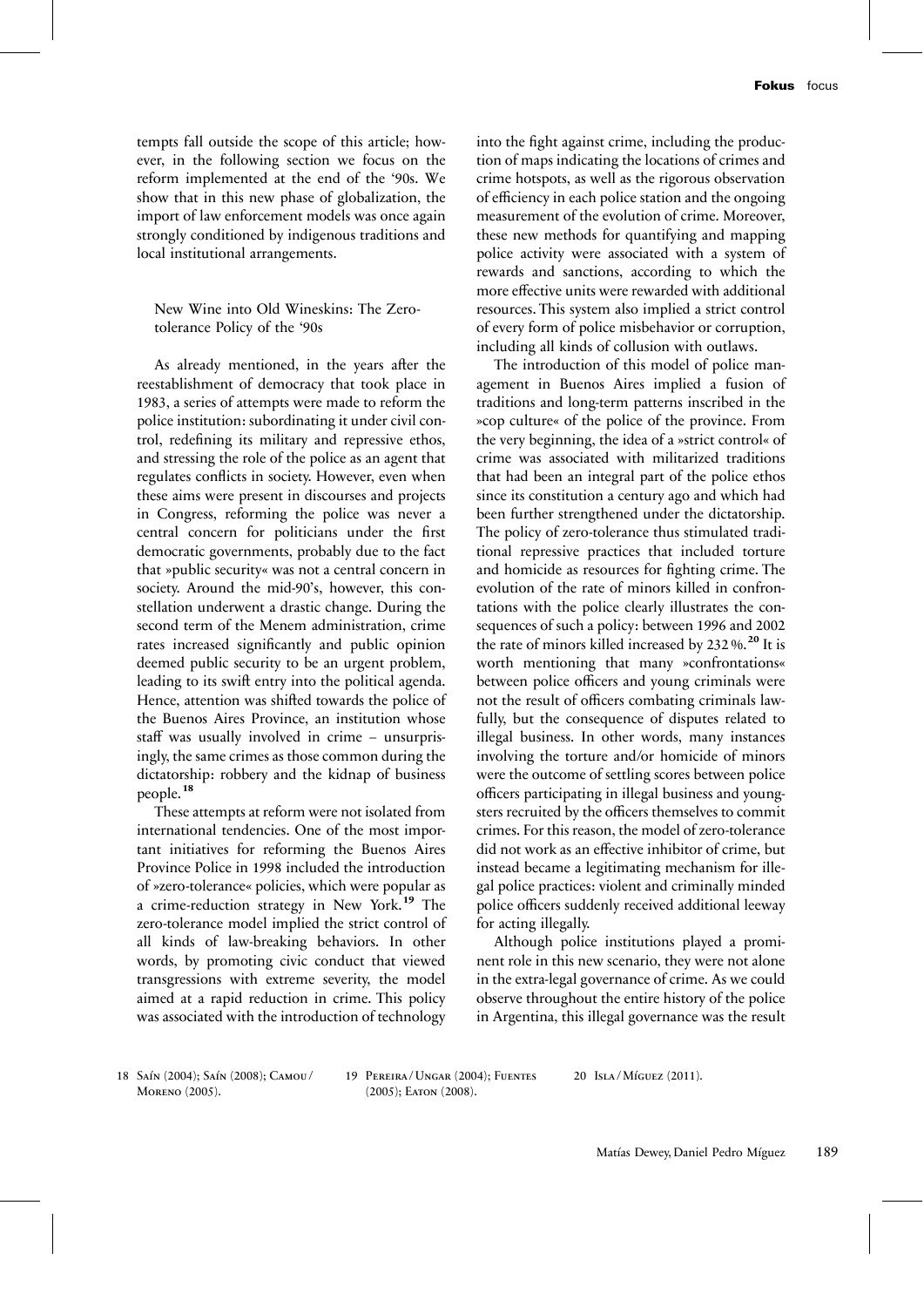tempts fall outside the scope of this article; however, in the following section we focus on the reform implemented at the end of the '90s. We show that in this new phase of globalization, the import of law enforcement models was once again strongly conditioned by indigenous traditions and local institutional arrangements.

## New Wine into Old Wineskins: The Zero-tolerance Policy of the '90s

As already mentioned, in the years after the reestablishment of democracy that took place in 1983, a series of attempts were made to reform the police institution: subordinating it under civil control, redefining its military and repressive ethos, and stressing the role of the police as an agent that regulates conflicts in society. However, even when these aims were present in discourses and projects in Congress, reforming the police was never a central concern for politicians under the first democratic governments, probably due to the fact that »public security« was not a central concern in society. Around the mid-90's, however, this constellation underwent a drastic change. During the second term of the Menem administration, crime rates increased significantly and public opinion deemed public security to be an urgent problem, leading to its swift entry into the political agenda. Hence, attention was shifted towards the police of the Buenos Aires Province, an institution whose staff was usually involved in crime – unsurprisingly, the same crimes as those common during the dictatorship: robbery and the kidnap of business people.[18]

These attempts at reform were not isolated from international tendencies. One of the most important initiatives for reforming the Buenos Aires Province Police in 1998 included the introduction of »zero-tolerance« policies, which were popular as a crime-reduction strategy in New York.[19] The zero-tolerance model implied the strict control of all kinds of law-breaking behaviors. In other words, by promoting civic conduct that viewed transgressions with extreme severity, the model aimed at a rapid reduction in crime. This policy was associated with the introduction of technology into the fight against crime, including the production of maps indicating the locations of crimes and crime hotspots, as well as the rigorous observation of efficiency in each police station and the ongoing measurement of the evolution of crime. Moreover, these new methods for quantifying and mapping police activity were associated with a system of rewards and sanctions, according to which the more effective units were rewarded with additional resources. This system also implied a strict control of every form of police misbehavior or corruption, including all kinds of collusion with outlaws.

The introduction of this model of police management in Buenos Aires implied a fusion of traditions and long-term patterns inscribed in the »cop culture« of the police of the province. From the very beginning, the idea of a »strict control« of crime was associated with militarized traditions that had been an integral part of the police ethos since its constitution a century ago and which had been further strengthened under the dictatorship. The policy of zero-tolerance thus stimulated traditional repressive practices that included torture and homicide as resources for fighting crime. The evolution of the rate of minors killed in confrontations with the police clearly illustrates the consequences of such a policy: between 1996 and 2002 the rate of minors killed increased by 232 %.[20] It is worth mentioning that many »confrontations« between police officers and young criminals were not the result of officers combating criminals lawfully, but the consequence of disputes related to illegal business. In other words, many instances involving the torture and/or homicide of minors were the outcome of settling scores between police officers participating in illegal business and youngsters recruited by the officers themselves to commit crimes. For this reason, the model of zero-tolerance did not work as an effective inhibitor of crime, but instead became a legitimating mechanism for illegal police practices: violent and criminally minded police officers suddenly received additional leeway for acting illegally.

Although police institutions played a prominent role in this new scenario, they were not alone in the extra-legal governance of crime. As we could observe throughout the entire history of the police in Argentina, this illegal governance was the result

18 Saín (2004); Saín (2008); Camou / Moreno (2005).

19 Pereira / Ungar (2004); Fuentes (2005); Eaton (2008).

20 Isla / Míguez (2011).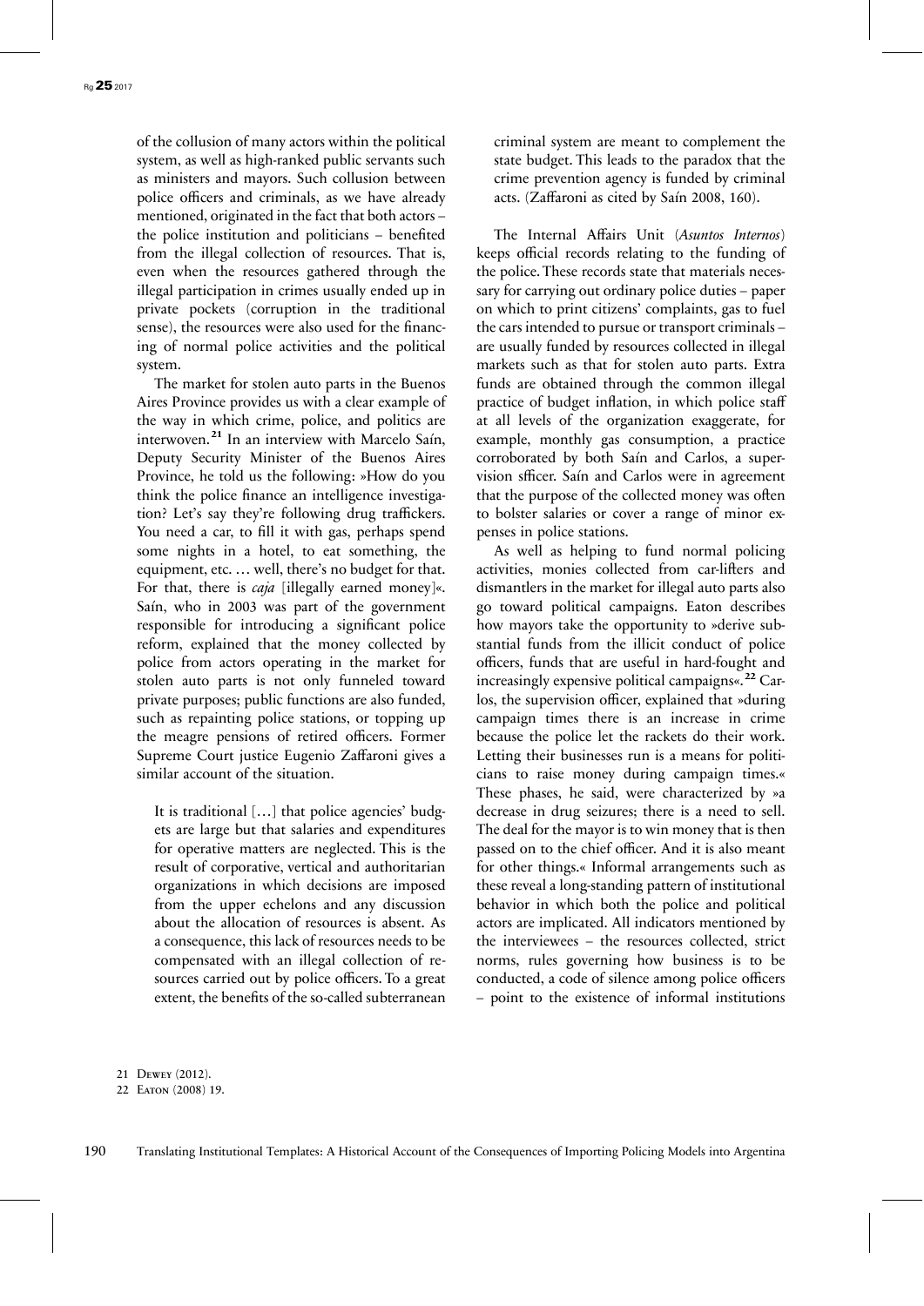of the collusion of many actors within the political system, as well as high-ranked public servants such as ministers and mayors. Such collusion between police officers and criminals, as we have already mentioned, originated in the fact that both actors – the police institution and politicians – benefited from the illegal collection of resources. That is, even when the resources gathered through the illegal participation in crimes usually ended up in private pockets (corruption in the traditional sense), the resources were also used for the financing of normal police activities and the political system.

The market for stolen auto parts in the Buenos Aires Province provides us with a clear example of the way in which crime, police, and politics are interwoven.[21] In an interview with Marcelo Saín, Deputy Security Minister of the Buenos Aires Province, he told us the following: »How do you think the police finance an intelligence investigation? Let's say they're following drug traffickers. You need a car, to fill it with gas, perhaps spend some nights in a hotel, to eat something, the equipment, etc. … well, there's no budget for that. For that, there is *caja* [illegally earned money]«. Saín, who in 2003 was part of the government responsible for introducing a significant police reform, explained that the money collected by police from actors operating in the market for stolen auto parts is not only funneled toward private purposes; public functions are also funded, such as repainting police stations, or topping up the meagre pensions of retired officers. Former Supreme Court justice Eugenio Zaffaroni gives a similar account of the situation.

> It is traditional […] that police agencies' budgets are large but that salaries and expenditures for operative matters are neglected. This is the result of corporative, vertical and authoritarian organizations in which decisions are imposed from the upper echelons and any discussion about the allocation of resources is absent. As a consequence, this lack of resources needs to be compensated with an illegal collection of resources carried out by police officers. To a great extent, the benefits of the so-called subterranean criminal system are meant to complement the state budget. This leads to the paradox that the crime prevention agency is funded by criminal acts. (Zaffaroni as cited by Saín 2008, 160).

The Internal Affairs Unit (*Asuntos Internos*) keeps official records relating to the funding of the police. These records state that materials necessary for carrying out ordinary police duties – paper on which to print citizens' complaints, gas to fuel the cars intended to pursue or transport criminals – are usually funded by resources collected in illegal markets such as that for stolen auto parts. Extra funds are obtained through the common illegal practice of budget inflation, in which police staff at all levels of the organization exaggerate, for example, monthly gas consumption, a practice corroborated by both Saín and Carlos, a supervision sfficer. Saín and Carlos were in agreement that the purpose of the collected money was often to bolster salaries or cover a range of minor expenses in police stations.

As well as helping to fund normal policing activities, monies collected from car-lifters and dismantlers in the market for illegal auto parts also go toward political campaigns. Eaton describes how mayors take the opportunity to »derive substantial funds from the illicit conduct of police officers, funds that are useful in hard-fought and increasingly expensive political campaigns«.[22] Carlos, the supervision officer, explained that »during campaign times there is an increase in crime because the police let the rackets do their work. Letting their businesses run is a means for politicians to raise money during campaign times.« These phases, he said, were characterized by »a decrease in drug seizures; there is a need to sell. The deal for the mayor is to win money that is then passed on to the chief officer. And it is also meant for other things.« Informal arrangements such as these reveal a long-standing pattern of institutional behavior in which both the police and political actors are implicated. All indicators mentioned by the interviewees – the resources collected, strict norms, rules governing how business is to be conducted, a code of silence among police officers – point to the existence of informal institutions

21 Dewey (2012).

22 Eaton (2008) 19.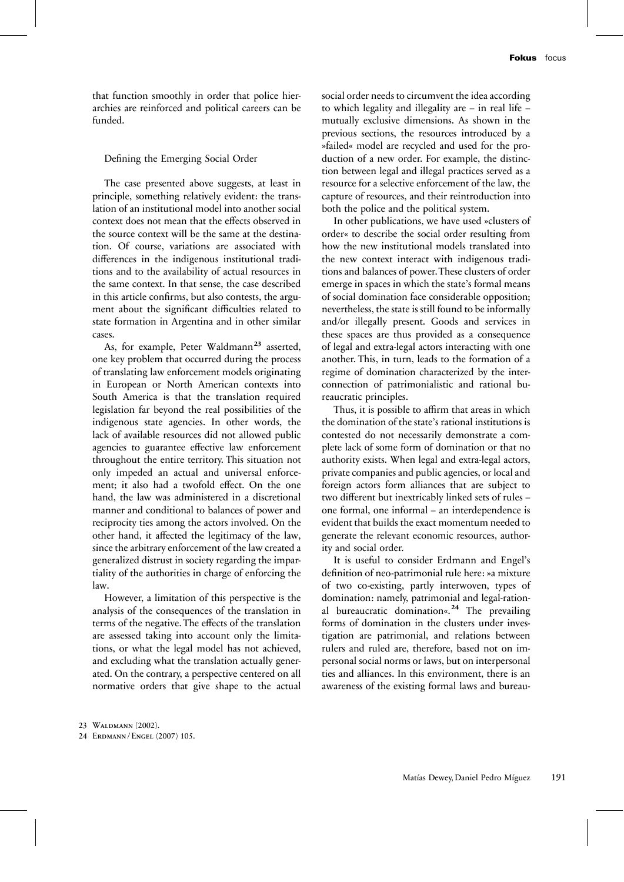that function smoothly in order that police hierarchies are reinforced and political careers can be funded.

## Defining the Emerging Social Order

The case presented above suggests, at least in principle, something relatively evident: the translation of an institutional model into another social context does not mean that the effects observed in the source context will be the same at the destination. Of course, variations are associated with differences in the indigenous institutional traditions and to the availability of actual resources in the same context. In that sense, the case described in this article confirms, but also contests, the argument about the significant difficulties related to state formation in Argentina and in other similar cases.

As, for example, Peter Waldmann[23] asserted, one key problem that occurred during the process of translating law enforcement models originating in European or North American contexts into South America is that the translation required legislation far beyond the real possibilities of the indigenous state agencies. In other words, the lack of available resources did not allowed public agencies to guarantee effective law enforcement throughout the entire territory. This situation not only impeded an actual and universal enforcement; it also had a twofold effect. On the one hand, the law was administered in a discretional manner and conditional to balances of power and reciprocity ties among the actors involved. On the other hand, it affected the legitimacy of the law, since the arbitrary enforcement of the law created a generalized distrust in society regarding the impartiality of the authorities in charge of enforcing the law.

However, a limitation of this perspective is the analysis of the consequences of the translation in terms of the negative. The effects of the translation are assessed taking into account only the limitations, or what the legal model has not achieved, and excluding what the translation actually generated. On the contrary, a perspective centered on all normative orders that give shape to the actual social order needs to circumvent the idea according to which legality and illegality are – in real life – mutually exclusive dimensions. As shown in the previous sections, the resources introduced by a »failed« model are recycled and used for the production of a new order. For example, the distinction between legal and illegal practices served as a resource for a selective enforcement of the law, the capture of resources, and their reintroduction into both the police and the political system.

In other publications, we have used »clusters of order« to describe the social order resulting from how the new institutional models translated into the new context interact with indigenous traditions and balances of power. These clusters of order emerge in spaces in which the state's formal means of social domination face considerable opposition; nevertheless, the state is still found to be informally and/or illegally present. Goods and services in these spaces are thus provided as a consequence of legal and extra-legal actors interacting with one another. This, in turn, leads to the formation of a regime of domination characterized by the interconnection of patrimonialistic and rational bureaucratic principles.

Thus, it is possible to affirm that areas in which the domination of the state's rational institutions is contested do not necessarily demonstrate a complete lack of some form of domination or that no authority exists. When legal and extra-legal actors, private companies and public agencies, or local and foreign actors form alliances that are subject to two different but inextricably linked sets of rules – one formal, one informal – an interdependence is evident that builds the exact momentum needed to generate the relevant economic resources, authority and social order.

It is useful to consider Erdmann and Engel's definition of neo-patrimonial rule here: »a mixture of two co-existing, partly interwoven, types of domination: namely, patrimonial and legal-rational bureaucratic domination«.[24] The prevailing forms of domination in the clusters under investigation are patrimonial, and relations between rulers and ruled are, therefore, based not on impersonal social norms or laws, but on interpersonal ties and alliances. In this environment, there is an awareness of the existing formal laws and bureau-

23 Waldmann (2002).

24 Erdmann / Engel (2007) 105.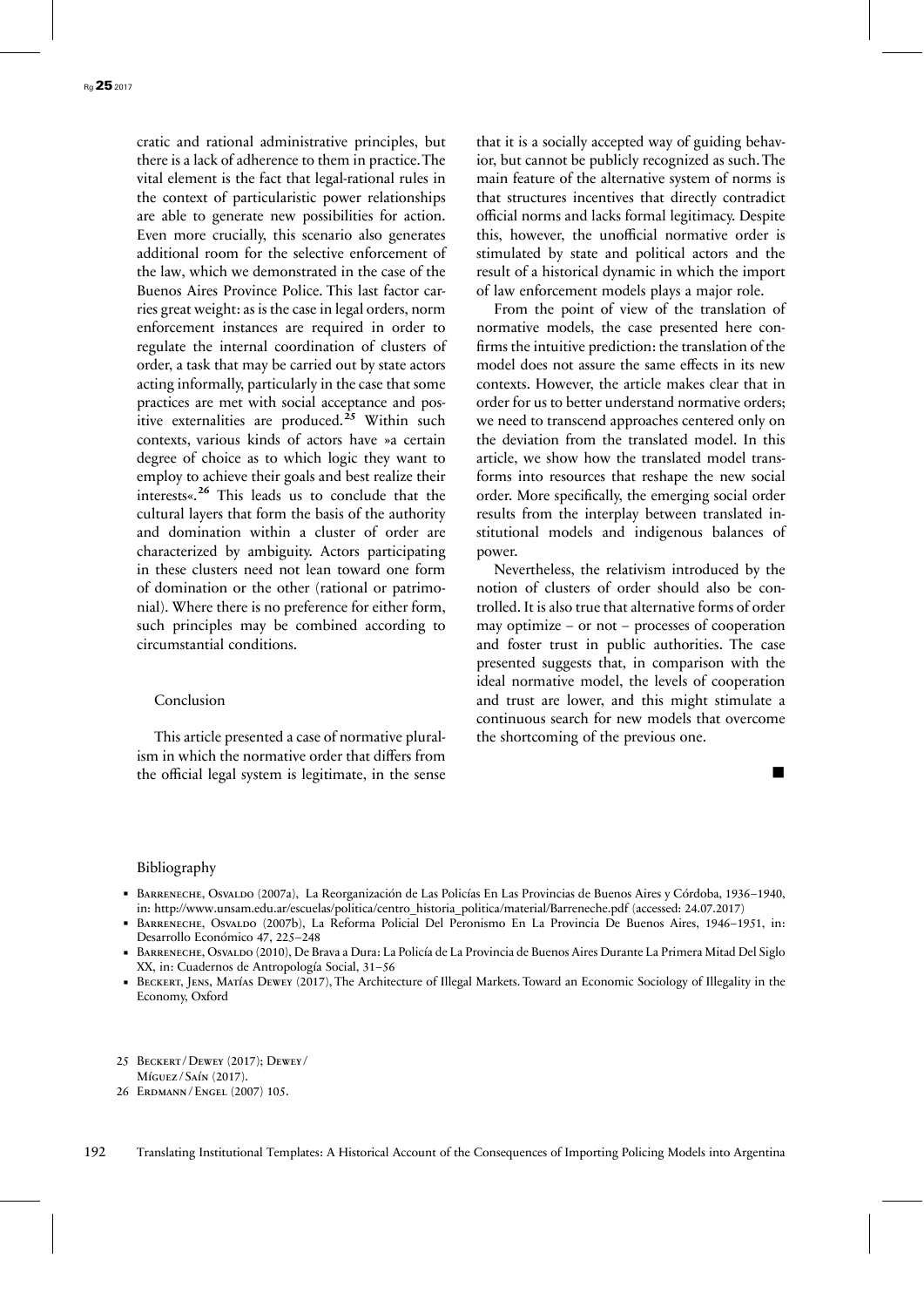cratic and rational administrative principles, but there is a lack of adherence to them in practice. The vital element is the fact that legal-rational rules in the context of particularistic power relationships are able to generate new possibilities for action. Even more crucially, this scenario also generates additional room for the selective enforcement of the law, which we demonstrated in the case of the Buenos Aires Province Police. This last factor carries great weight: as is the case in legal orders, norm enforcement instances are required in order to regulate the internal coordination of clusters of order, a task that may be carried out by state actors acting informally, particularly in the case that some practices are met with social acceptance and positive externalities are produced.[25] Within such contexts, various kinds of actors have »a certain degree of choice as to which logic they want to employ to achieve their goals and best realize their interests«.[26] This leads us to conclude that the cultural layers that form the basis of the authority and domination within a cluster of order are characterized by ambiguity. Actors participating in these clusters need not lean toward one form of domination or the other (rational or patrimonial). Where there is no preference for either form, such principles may be combined according to circumstantial conditions.

## Conclusion

This article presented a case of normative pluralism in which the normative order that differs from the official legal system is legitimate, in the sense that it is a socially accepted way of guiding behavior, but cannot be publicly recognized as such. The main feature of the alternative system of norms is that structures incentives that directly contradict official norms and lacks formal legitimacy. Despite this, however, the unofficial normative order is stimulated by state and political actors and the result of a historical dynamic in which the import of law enforcement models plays a major role.

From the point of view of the translation of normative models, the case presented here confirms the intuitive prediction: the translation of the model does not assure the same effects in its new contexts. However, the article makes clear that in order for us to better understand normative orders; we need to transcend approaches centered only on the deviation from the translated model. In this article, we show how the translated model transforms into resources that reshape the new social order. More specifically, the emerging social order results from the interplay between translated institutional models and indigenous balances of power.

Nevertheless, the relativism introduced by the notion of clusters of order should also be controlled. It is also true that alternative forms of order may optimize – or not – processes of cooperation and foster trust in public authorities. The case presented suggests that, in comparison with the ideal normative model, the levels of cooperation and trust are lower, and this might stimulate a continuous search for new models that overcome the shortcoming of the previous one.

■

## Bibliography

- Barreneche, Osvaldo (2007a), La Reorganización de Las Policías En Las Provincias de Buenos Aires y Córdoba, 1936–1940, in: http://www.unsam.edu.ar/escuelas/politica/centro_historia_politica/material/Barreneche.pdf (accessed: 24.07.2017)
- Barreneche, Osvaldo (2007b), La Reforma Policial Del Peronismo En La Provincia De Buenos Aires, 1946–1951, in: Desarrollo Económico 47, 225–248
- Barreneche, Osvaldo (2010), De Brava a Dura: La Policía de La Provincia de Buenos Aires Durante La Primera Mitad Del Siglo XX, in: Cuadernos de Antropología Social, 31–56
- Beckert, Jens, Matías Dewey (2017), The Architecture of Illegal Markets. Toward an Economic Sociology of Illegality in the Economy, Oxford

25 Beckert / Dewey (2017); Dewey / Míguez / Saín (2017).

26 Erdmann / Engel (2007) 105.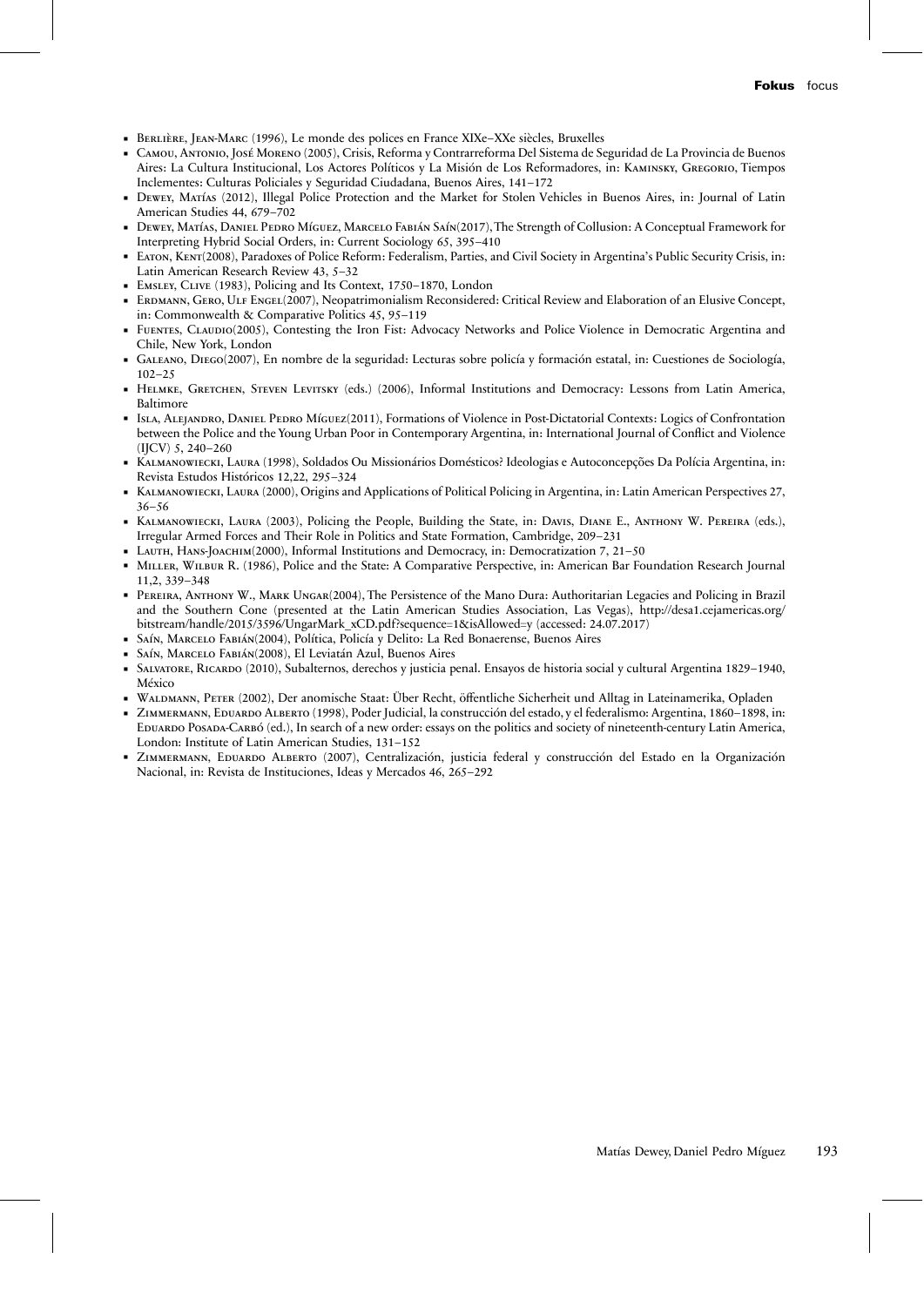- Berlière, Jean-Marc (1996), Le monde des polices en France XIXe–XXe siècles, Bruxelles
- Camou, Antonio, José Moreno (2005), Crisis, Reforma y Contrarreforma Del Sistema de Seguridad de La Provincia de Buenos Aires: La Cultura Institucional, Los Actores Políticos y La Misión de Los Reformadores, in: Kaminsky, Gregorio, Tiempos Inclementes: Culturas Policiales y Seguridad Ciudadana, Buenos Aires, 141–172
- Dewey, Matías (2012), Illegal Police Protection and the Market for Stolen Vehicles in Buenos Aires, in: Journal of Latin American Studies 44, 679–702
- Dewey, Matías, Daniel Pedro Míguez, Marcelo Fabián Saín(2017), The Strength of Collusion: A Conceptual Framework for Interpreting Hybrid Social Orders, in: Current Sociology 65, 395–410
- Eaton, Kent(2008), Paradoxes of Police Reform: Federalism, Parties, and Civil Society in Argentina's Public Security Crisis, in: Latin American Research Review 43, 5–32
- Emsley, Clive (1983), Policing and Its Context, 1750–1870, London
- Erdmann, Gero, Ulf Engel(2007), Neopatrimonialism Reconsidered: Critical Review and Elaboration of an Elusive Concept, in: Commonwealth & Comparative Politics 45, 95–119
- Fuentes, Claudio(2005), Contesting the Iron Fist: Advocacy Networks and Police Violence in Democratic Argentina and Chile, New York, London
- Galeano, Diego(2007), En nombre de la seguridad: Lecturas sobre policía y formación estatal, in: Cuestiones de Sociología, 102–25
- Helmke, Gretchen, Steven Levitsky (eds.) (2006), Informal Institutions and Democracy: Lessons from Latin America, Baltimore
- Isla, Alejandro, Daniel Pedro Míguez(2011), Formations of Violence in Post-Dictatorial Contexts: Logics of Confrontation between the Police and the Young Urban Poor in Contemporary Argentina, in: International Journal of Conflict and Violence (IJCV) 5, 240–260
- Kalmanowiecki, Laura (1998), Soldados Ou Missionários Domésticos? Ideologias e Autoconcepções Da Polícia Argentina, in: Revista Estudos Históricos 12,22, 295–324
- Kalmanowiecki, Laura (2000), Origins and Applications of Political Policing in Argentina, in: Latin American Perspectives 27, 36–56
- Kalmanowiecki, Laura (2003), Policing the People, Building the State, in: Davis, Diane E., Anthony W. Pereira (eds.), Irregular Armed Forces and Their Role in Politics and State Formation, Cambridge, 209–231
- Lauth, Hans-Joachim(2000), Informal Institutions and Democracy, in: Democratization 7, 21–50
- Miller, Wilbur R. (1986), Police and the State: A Comparative Perspective, in: American Bar Foundation Research Journal 11,2, 339–348
- Pereira, Anthony W., Mark Ungar(2004), The Persistence of the Mano Dura: Authoritarian Legacies and Policing in Brazil and the Southern Cone (presented at the Latin American Studies Association, Las Vegas), http://desa1.cejamericas.org/bitstream/handle/2015/3596/UngarMark_xCD.pdf?sequence=1&isAllowed=y (accessed: 24.07.2017)
- Saín, Marcelo Fabián(2004), Política, Policía y Delito: La Red Bonaerense, Buenos Aires
- Saín, Marcelo Fabián(2008), El Leviatán Azul, Buenos Aires
- Salvatore, Ricardo (2010), Subalternos, derechos y justicia penal. Ensayos de historia social y cultural Argentina 1829–1940, México
- Waldmann, Peter (2002), Der anomische Staat: Über Recht, öffentliche Sicherheit und Alltag in Lateinamerika, Opladen
- Zimmermann, Eduardo Alberto (1998), Poder Judicial, la construcción del estado, y el federalismo: Argentina, 1860–1898, in: Eduardo Posada-Carbó (ed.), In search of a new order: essays on the politics and society of nineteenth-century Latin America, London: Institute of Latin American Studies, 131–152
- Zimmermann, Eduardo Alberto (2007), Centralización, justicia federal y construcción del Estado en la Organización Nacional, in: Revista de Instituciones, Ideas y Mercados 46, 265–292